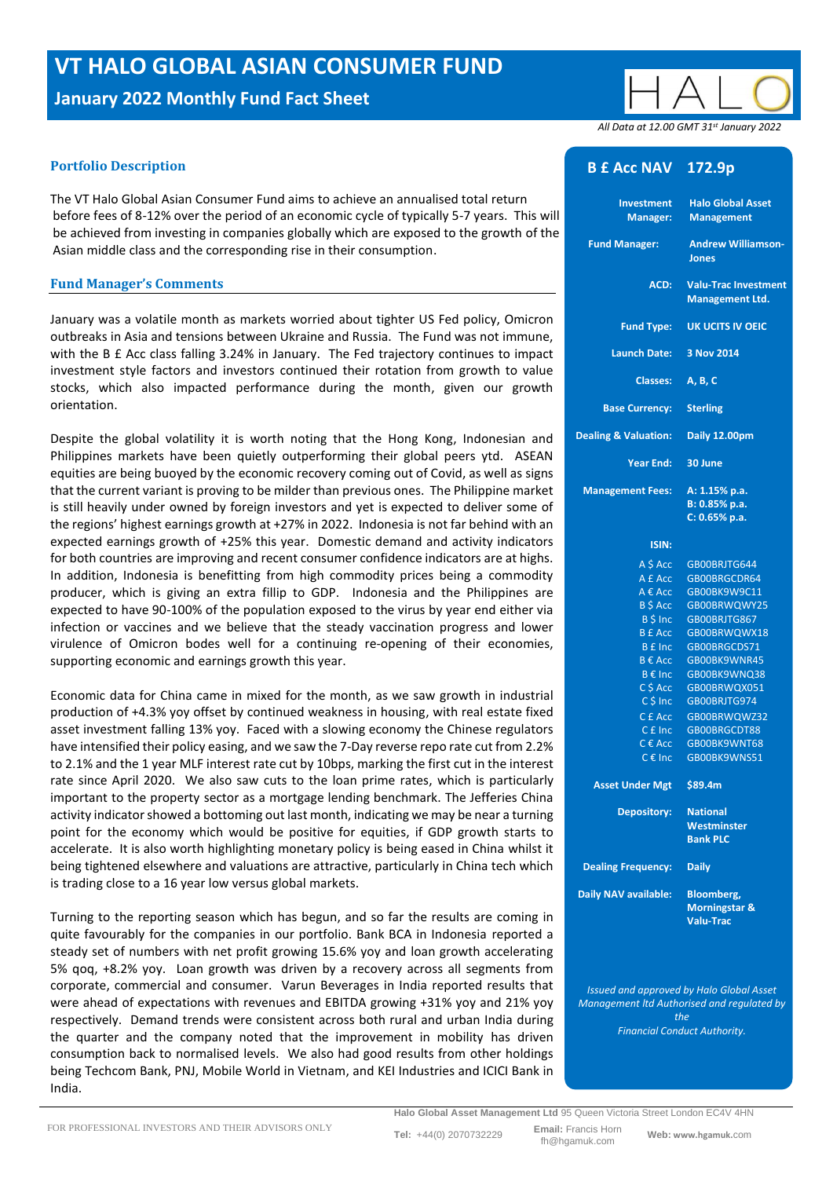# VT HALO GLOBAL ASIAN CONSUMER FUND

## January 2022 Monthly Fund Fact Sheet

*All Data at 12.00 GMT 31st January 2022*

### Portfolio Description

The VT Halo Global Asian Consumer Fund aims to achieve an annualised total return before fees of 8-12% over the period of an economic cycle of typically 5-7 years. This will be achieved from investing in companies globally which are exposed to the growth of the Asian middle class and the corresponding rise in their consumption.

### Fund Manager's Comments

January was a volatile month as markets worried about tighter US Fed policy, Omicron outbreaks in Asia and tensions between Ukraine and Russia. The Fund was not immune, with the B £ Acc class falling 3.24% in January. The Fed trajectory continues to impact investment style factors and investors continued their rotation from growth to value stocks, which also impacted performance during the month, given our growth orientation.

Despite the global volatility it is worth noting that the Hong Kong, Indonesian and Philippines markets have been quietly outperforming their global peers ytd. ASEAN equities are being buoyed by the economic recovery coming out of Covid, as well as signs that the current variant is proving to be milder than previous ones. The Philippine market is still heavily under owned by foreign investors and yet is expected to deliver some of the regions' highest earnings growth at +27% in 2022. Indonesia is not far behind with an expected earnings growth of +25% this year. Domestic demand and activity indicators for both countries are improving and recent consumer confidence indicators are at highs. In addition, Indonesia is benefitting from high commodity prices being a commodity producer, which is giving an extra fillip to GDP. Indonesia and the Philippines are expected to have 90-100% of the population exposed to the virus by year end either via infection or vaccines and we believe that the steady vaccination progress and lower virulence of Omicron bodes well for a continuing re-opening of their economies, supporting economic and earnings growth this year.

Economic data for China came in mixed for the month, as we saw growth in industrial production of +4.3% yoy offset by continued weakness in housing, with real estate fixed asset investment falling 13% yoy. Faced with a slowing economy the Chinese regulators have intensified their policy easing, and we saw the 7-Day reverse repo rate cut from 2.2% to 2.1% and the 1 year MLF interest rate cut by 10bps, marking the first cut in the interest rate since April 2020. We also saw cuts to the loan prime rates, which is particularly important to the property sector as a mortgage lending benchmark. The Jefferies China activity indicator showed a bottoming out last month, indicating we may be near a turning point for the economy which would be positive for equities, if GDP growth starts to accelerate. It is also worth highlighting monetary policy is being eased in China whilst it being tightened elsewhere and valuations are attractive, particularly in China tech which is trading close to a 16 year low versus global markets.

Turning to the reporting season which has begun, and so far the results are coming in quite favourably for the companies in our portfolio. Bank BCA in Indonesia reported a steady set of numbers with net profit growing 15.6% yoy and loan growth accelerating 5% qoq, +8.2% yoy. Loan growth was driven by a recovery across all segments from corporate, commercial and consumer. Varun Beverages in India reported results that were ahead of expectations with revenues and EBITDA growing +31% yoy and 21% yoy respectively. Demand trends were consistent across both rural and urban India during the quarter and the company noted that the improvement in mobility has driven consumption back to normalised levels. We also had good results from other holdings being Techcom Bank, PNJ, Mobile World in Vietnam, and KEI Industries and ICICI Bank in India.

| **B £ Acc NAV** | **172.9p** |
|---|---|
| Investment Manager: | Halo Global Asset Management |
| Fund Manager: | Andrew Williamson-Jones |
| ACD: | Valu-Trac Investment Management Ltd. |
| Fund Type: | UK UCITS IV OEIC |
| Launch Date: | 3 Nov 2014 |
| Classes: | A, B, C |
| Base Currency: | Sterling |
| Dealing & Valuation: | Daily 12.00pm |
| Year End: | 30 June |
| Management Fees: | A: 1.15% p.a.<br>B: 0.85% p.a.<br>C: 0.65% p.a. |
| ISIN: | |
| A $ Acc | GB00BRJTG644 |
| A £ Acc | GB00BRGCDR64 |
| A € Acc | GB00BK9W9C11 |
| B $ Acc | GB00BRWQWY25 |
| B $ Inc | GB00BRJTG867 |
| B £ Acc | GB00BRWQWX18 |
| B £ Inc | GB00BRGCDS71 |
| B € Acc | GB00BK9WNR45 |
| B € Inc | GB00BK9WNQ38 |
| C $ Acc | GB00BRWQX051 |
| C $ Inc | GB00BRJTG974 |
| C £ Acc | GB00BRWQWZ32 |
| C £ Inc | GB00BRGCDT88 |
| C € Acc | GB00BK9WNT68 |
| C € Inc | GB00BK9WNS51 |
| Asset Under Mgt | $89.4m |
| Depository: | National Westminster Bank PLC |
| Dealing Frequency: | Daily |
| Daily NAV available: | Bloomberg, Morningstar & Valu-Trac |

*Issued and approved by Halo Global Asset Management ltd Authorised and regulated by the Financial Conduct Authority.*

FOR PROFESSIONAL INVESTORS AND THEIR ADVISORS ONLY

**Halo Global Asset Management Ltd** 95 Queen Victoria Street London EC4V 4HN

**Tel:** +44(0) 2070732229 **Email:** Francis Horn fh@hgamuk.com **Web:** www.hgamuk.com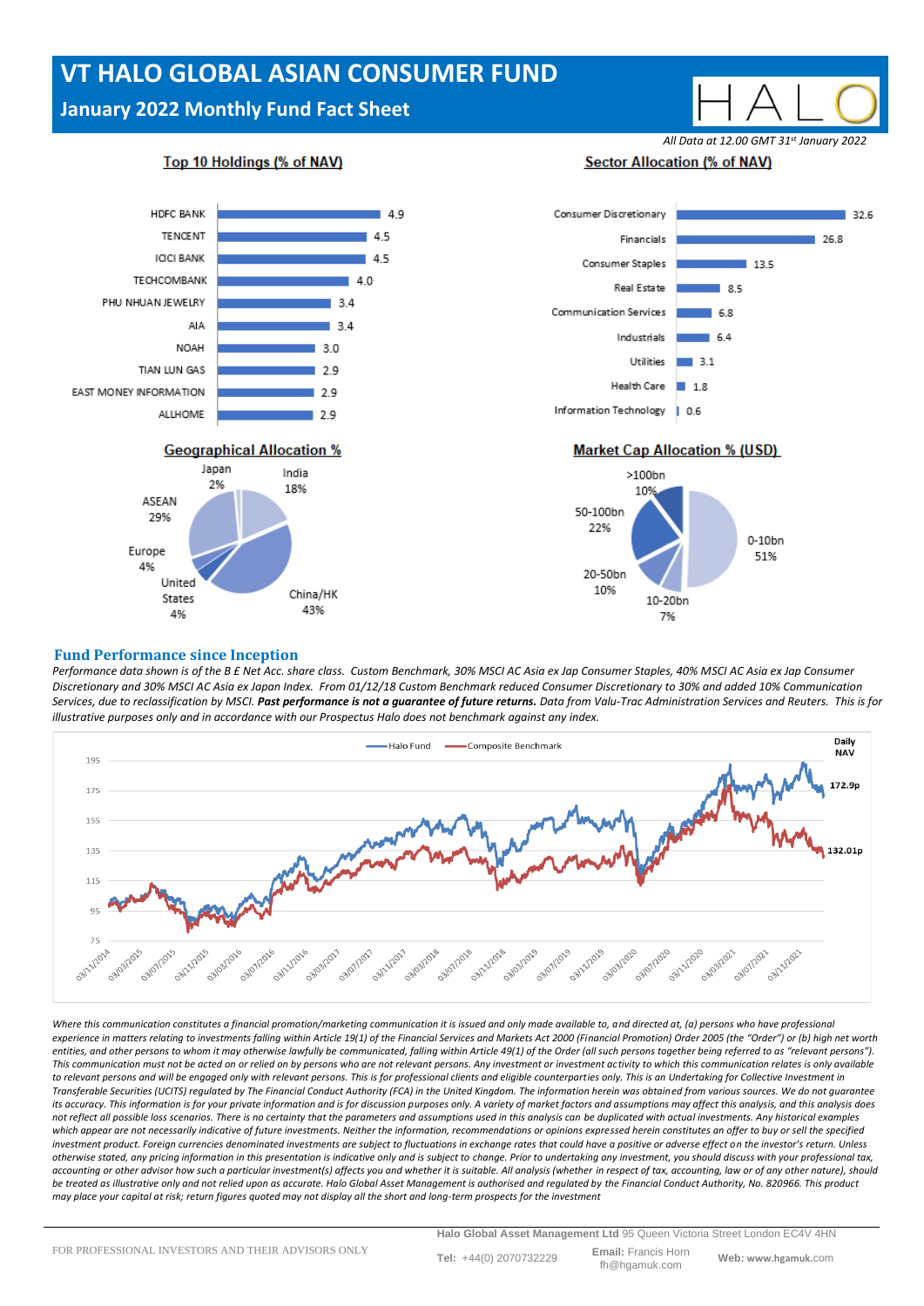# VT HALO GLOBAL ASIAN CONSUMER FUND

## January 2022 Monthly Fund Fact Sheet

HALO

*All Data at 12.00 GMT 31st January 2022*

### Top 10 Holdings (% of NAV)

HDFC BANK 4.9
TENCENT 4.5
ICICI BANK 4.5
TECHCOMBANK 4.0
PHU NHUAN JEWELRY 3.4
AIA 3.4
NOAH 3.0
TIAN LUN GAS 2.9
EAST MONEY INFORMATION 2.9
ALLHOME 2.9

### Sector Allocation (% of NAV)

Consumer Discretionary 32.6
Financials 26.8
Consumer Staples 13.5
Real Estate 8.5
Communication Services 6.8
Industrials 6.4
Utilities 3.1
Health Care 1.8
Information Technology 0.6

### Geographical Allocation %

Japan 2%
India 18%
ASEAN 29%
Europe 4%
United States 4%
China/HK 43%

### Market Cap Allocation % (USD)

>100bn 10%
50-100bn 22%
20-50bn 10%
10-20bn 7%
0-10bn 51%

### Fund Performance since Inception

*Performance data shown is of the B £ Net Acc. share class. Custom Benchmark, 30% MSCI AC Asia ex Jap Consumer Staples, 40% MSCI AC Asia ex Jap Consumer Discretionary and 30% MSCI AC Asia ex Japan Index. From 01/12/18 Custom Benchmark reduced Consumer Discretionary to 30% and added 10% Communication Services, due to reclassification by MSCI.* ***Past performance is not a guarantee of future returns.*** *Data from Valu-Trac Administration Services and Reuters. This is for illustrative purposes only and in accordance with our Prospectus Halo does not benchmark against any index.*

Halo Fund
Composite Benchmark
Daily NAV
172.9p
132.01p
195
175
155
135
115
95
75
03/11/2014, 03/03/2015, 03/07/2015, 03/11/2015, 03/03/2016, 03/07/2016, 03/11/2016, 03/03/2017, 03/07/2017, 03/11/2017, 03/03/2018, 03/07/2018, 03/11/2018, 03/03/2019, 03/07/2019, 03/11/2019, 03/03/2020, 03/07/2020, 03/11/2020, 03/03/2021, 03/07/2021, 03/11/2021

*Where this communication constitutes a financial promotion/marketing communication it is issued and only made available to, and directed at, (a) persons who have professional experience in matters relating to investments falling within Article 19(1) of the Financial Services and Markets Act 2000 (Financial Promotion) Order 2005 (the "Order") or (b) high net worth entities, and other persons to whom it may otherwise lawfully be communicated, falling within Article 49(1) of the Order (all such persons together being referred to as "relevant persons"). This communication must not be acted on or relied on by persons who are not relevant persons. Any investment or investment activity to which this communication relates is only available to relevant persons and will be engaged only with relevant persons. This is for professional clients and eligible counterparties only. This is an Undertaking for Collective Investment in Transferable Securities (UCITS) regulated by The Financial Conduct Authority (FCA) in the United Kingdom. The information herein was obtained from various sources. We do not guarantee its accuracy. This information is for your private information and is for discussion purposes only. A variety of market factors and assumptions may affect this analysis, and this analysis does not reflect all possible loss scenarios. There is no certainty that the parameters and assumptions used in this analysis can be duplicated with actual investments. Any historical examples which appear are not necessarily indicative of future investments. Neither the information, recommendations or opinions expressed herein constitutes an offer to buy or sell the specified investment product. Foreign currencies denominated investments are subject to fluctuations in exchange rates that could have a positive or adverse effect on the investor's return. Unless otherwise stated, any pricing information in this presentation is indicative only and is subject to change. Prior to undertaking any investment, you should discuss with your professional tax, accounting, or other advisor how such a particular investment(s) affects you and whether it is suitable. All analysis (whether in respect of tax, accounting, law or of any other nature), should be treated as illustrative only and not relied upon as accurate. Halo Global Asset Management is authorised and regulated by the Financial Conduct Authority, No. 820966. This product may place your capital at risk; return figures quoted may not display all the short and long-term prospects for the investment*

FOR PROFESSIONAL INVESTORS AND THEIR ADVISORS ONLY

**Halo Global Asset Management Ltd** 95 Queen Victoria Street London EC4V 4HN

**Tel:** +44(0) 2070732229 **Email:** Francis Horn fh@hgamuk.com **Web:** **www.hgamuk**.com